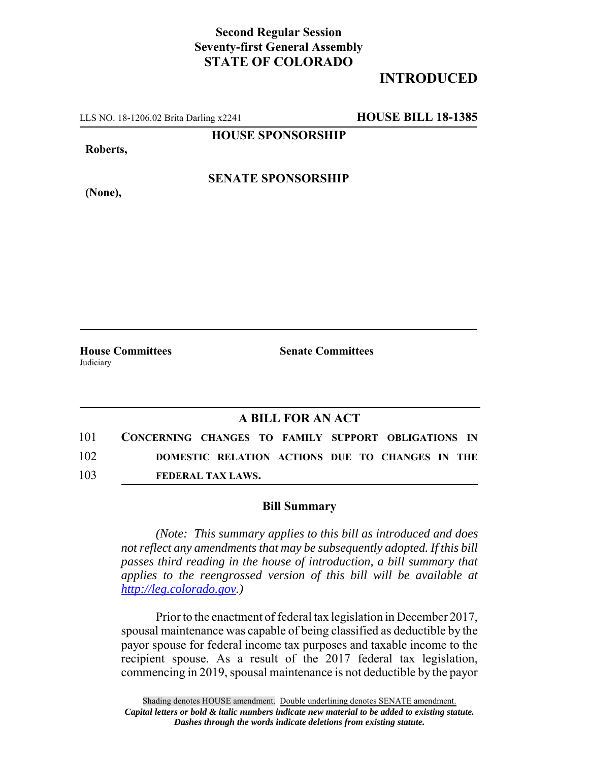**Second Regular Session**
**Seventy-first General Assembly**
**STATE OF COLORADO**

# INTRODUCED

LLS NO. 18-1206.02 Brita Darling x2241 **HOUSE BILL 18-1385**

**HOUSE SPONSORSHIP**

**Roberts,**

**SENATE SPONSORSHIP**

**(None),**

**House Committees**
Judiciary

**Senate Committees**

## A BILL FOR AN ACT

101 **CONCERNING CHANGES TO FAMILY SUPPORT OBLIGATIONS IN**
102 **DOMESTIC RELATION ACTIONS DUE TO CHANGES IN THE**
103 **FEDERAL TAX LAWS.**

### Bill Summary

*(Note: This summary applies to this bill as introduced and does not reflect any amendments that may be subsequently adopted. If this bill passes third reading in the house of introduction, a bill summary that applies to the reengrossed version of this bill will be available at http://leg.colorado.gov.)*

Prior to the enactment of federal tax legislation in December 2017, spousal maintenance was capable of being classified as deductible by the payor spouse for federal income tax purposes and taxable income to the recipient spouse. As a result of the 2017 federal tax legislation, commencing in 2019, spousal maintenance is not deductible by the payor

Shading denotes HOUSE amendment. Double underlining denotes SENATE amendment.
*Capital letters or bold & italic numbers indicate new material to be added to existing statute.*
*Dashes through the words indicate deletions from existing statute.*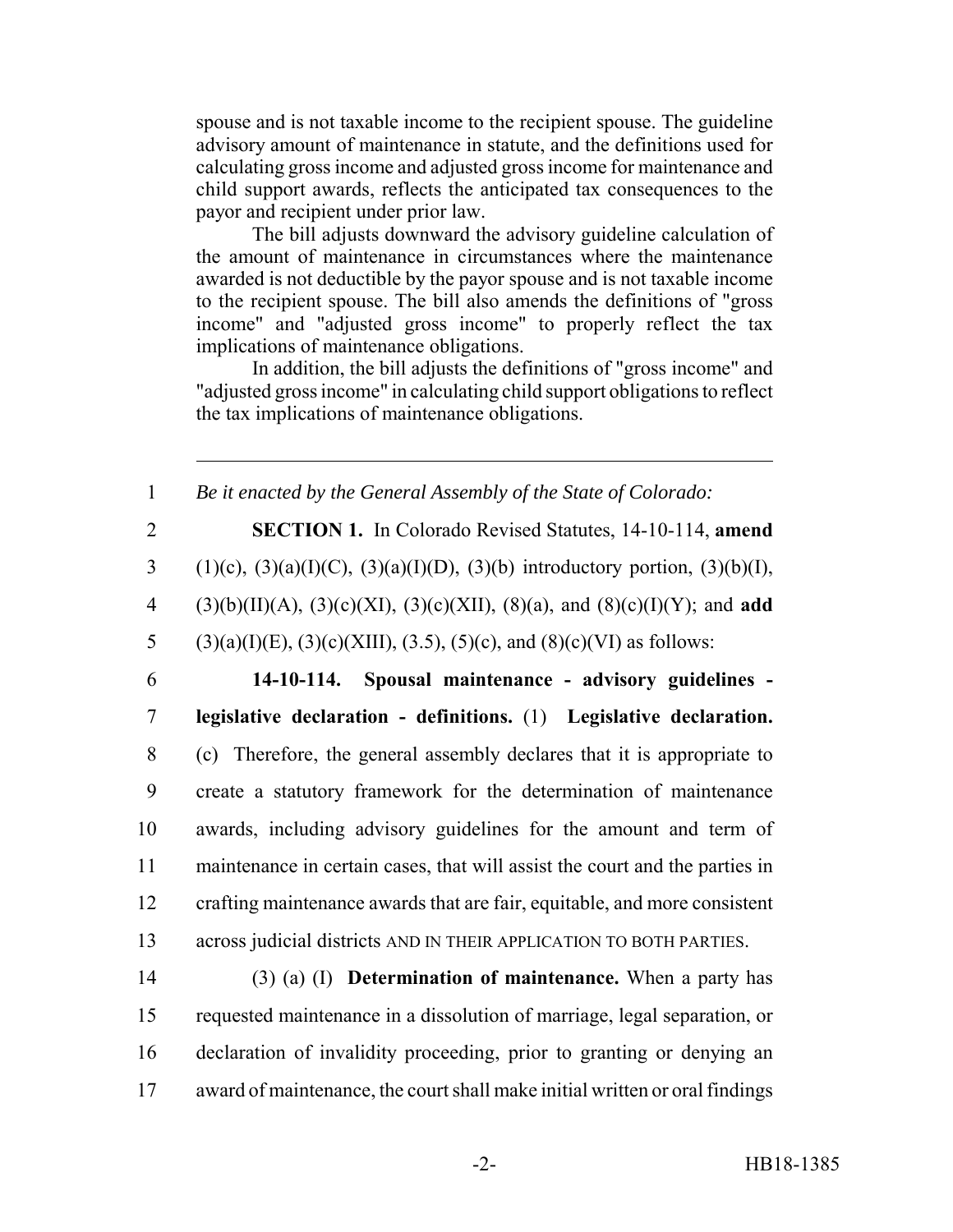spouse and is not taxable income to the recipient spouse. The guideline advisory amount of maintenance in statute, and the definitions used for calculating gross income and adjusted gross income for maintenance and child support awards, reflects the anticipated tax consequences to the payor and recipient under prior law.

The bill adjusts downward the advisory guideline calculation of the amount of maintenance in circumstances where the maintenance awarded is not deductible by the payor spouse and is not taxable income to the recipient spouse. The bill also amends the definitions of "gross income" and "adjusted gross income" to properly reflect the tax implications of maintenance obligations.

In addition, the bill adjusts the definitions of "gross income" and "adjusted gross income" in calculating child support obligations to reflect the tax implications of maintenance obligations.

---

1 *Be it enacted by the General Assembly of the State of Colorado:*

2 **SECTION 1.** In Colorado Revised Statutes, 14-10-114, **amend**
3 (1)(c), (3)(a)(I)(C), (3)(a)(I)(D), (3)(b) introductory portion, (3)(b)(I),
4 (3)(b)(II)(A), (3)(c)(XI), (3)(c)(XII), (8)(a), and (8)(c)(I)(Y); and **add**
5 (3)(a)(I)(E), (3)(c)(XIII), (3.5), (5)(c), and (8)(c)(VI) as follows:

6 **14-10-114. Spousal maintenance - advisory guidelines -**
7 **legislative declaration - definitions.** (1) **Legislative declaration.**
8 (c) Therefore, the general assembly declares that it is appropriate to
9 create a statutory framework for the determination of maintenance
10 awards, including advisory guidelines for the amount and term of
11 maintenance in certain cases, that will assist the court and the parties in
12 crafting maintenance awards that are fair, equitable, and more consistent
13 across judicial districts AND IN THEIR APPLICATION TO BOTH PARTIES.

14 (3) (a) (I) **Determination of maintenance.** When a party has
15 requested maintenance in a dissolution of marriage, legal separation, or
16 declaration of invalidity proceeding, prior to granting or denying an
17 award of maintenance, the court shall make initial written or oral findings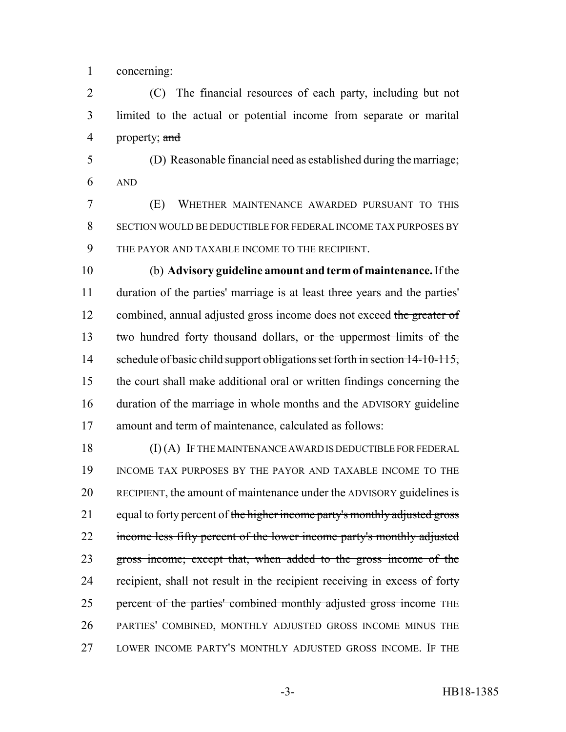concerning:

(C) The financial resources of each party, including but not limited to the actual or potential income from separate or marital property; ~~and~~

(D) Reasonable financial need as established during the marriage; AND

(E) WHETHER MAINTENANCE AWARDED PURSUANT TO THIS SECTION WOULD BE DEDUCTIBLE FOR FEDERAL INCOME TAX PURPOSES BY THE PAYOR AND TAXABLE INCOME TO THE RECIPIENT.

(b) **Advisory guideline amount and term of maintenance.** If the duration of the parties' marriage is at least three years and the parties' combined, annual adjusted gross income does not exceed ~~the greater of~~ two hundred forty thousand dollars, ~~or the uppermost limits of the schedule of basic child support obligations set forth in section 14-10-115,~~ the court shall make additional oral or written findings concerning the duration of the marriage in whole months and the ADVISORY guideline amount and term of maintenance, calculated as follows:

(I) (A) IF THE MAINTENANCE AWARD IS DEDUCTIBLE FOR FEDERAL INCOME TAX PURPOSES BY THE PAYOR AND TAXABLE INCOME TO THE RECIPIENT, the amount of maintenance under the ADVISORY guidelines is equal to forty percent of ~~the higher income party's monthly adjusted gross income less fifty percent of the lower income party's monthly adjusted gross income; except that, when added to the gross income of the recipient, shall not result in the recipient receiving in excess of forty percent of the parties' combined monthly adjusted gross income~~ THE PARTIES' COMBINED, MONTHLY ADJUSTED GROSS INCOME MINUS THE LOWER INCOME PARTY'S MONTHLY ADJUSTED GROSS INCOME. IF THE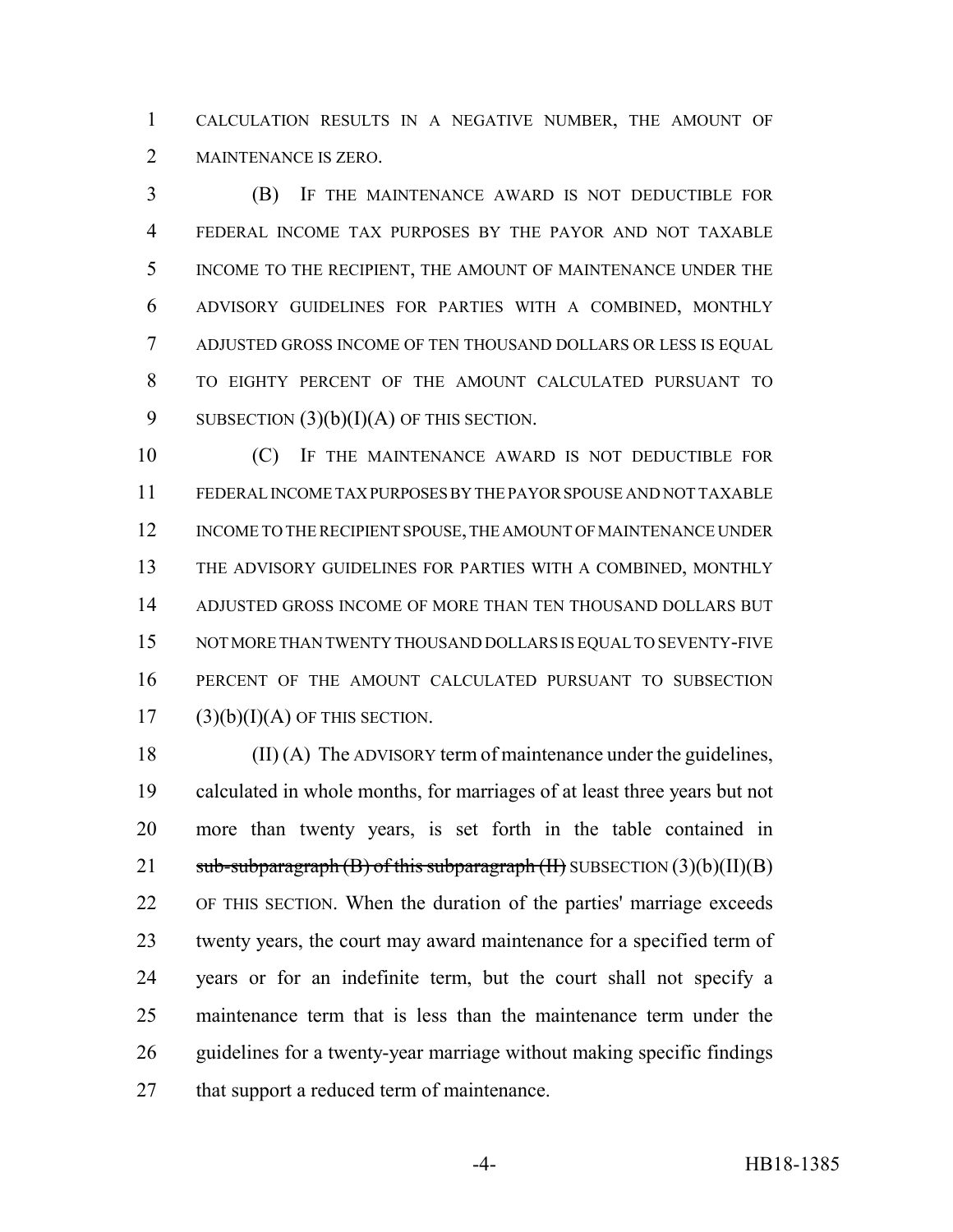CALCULATION RESULTS IN A NEGATIVE NUMBER, THE AMOUNT OF MAINTENANCE IS ZERO.

(B) IF THE MAINTENANCE AWARD IS NOT DEDUCTIBLE FOR FEDERAL INCOME TAX PURPOSES BY THE PAYOR AND NOT TAXABLE INCOME TO THE RECIPIENT, THE AMOUNT OF MAINTENANCE UNDER THE ADVISORY GUIDELINES FOR PARTIES WITH A COMBINED, MONTHLY ADJUSTED GROSS INCOME OF TEN THOUSAND DOLLARS OR LESS IS EQUAL TO EIGHTY PERCENT OF THE AMOUNT CALCULATED PURSUANT TO SUBSECTION (3)(b)(I)(A) OF THIS SECTION.

(C) IF THE MAINTENANCE AWARD IS NOT DEDUCTIBLE FOR FEDERAL INCOME TAX PURPOSES BY THE PAYOR SPOUSE AND NOT TAXABLE INCOME TO THE RECIPIENT SPOUSE, THE AMOUNT OF MAINTENANCE UNDER THE ADVISORY GUIDELINES FOR PARTIES WITH A COMBINED, MONTHLY ADJUSTED GROSS INCOME OF MORE THAN TEN THOUSAND DOLLARS BUT NOT MORE THAN TWENTY THOUSAND DOLLARS IS EQUAL TO SEVENTY-FIVE PERCENT OF THE AMOUNT CALCULATED PURSUANT TO SUBSECTION (3)(b)(I)(A) OF THIS SECTION.

(II) (A) The ADVISORY term of maintenance under the guidelines, calculated in whole months, for marriages of at least three years but not more than twenty years, is set forth in the table contained in ~~sub-subparagraph (B) of this subparagraph (II)~~ SUBSECTION (3)(b)(II)(B) OF THIS SECTION. When the duration of the parties' marriage exceeds twenty years, the court may award maintenance for a specified term of years or for an indefinite term, but the court shall not specify a maintenance term that is less than the maintenance term under the guidelines for a twenty-year marriage without making specific findings that support a reduced term of maintenance.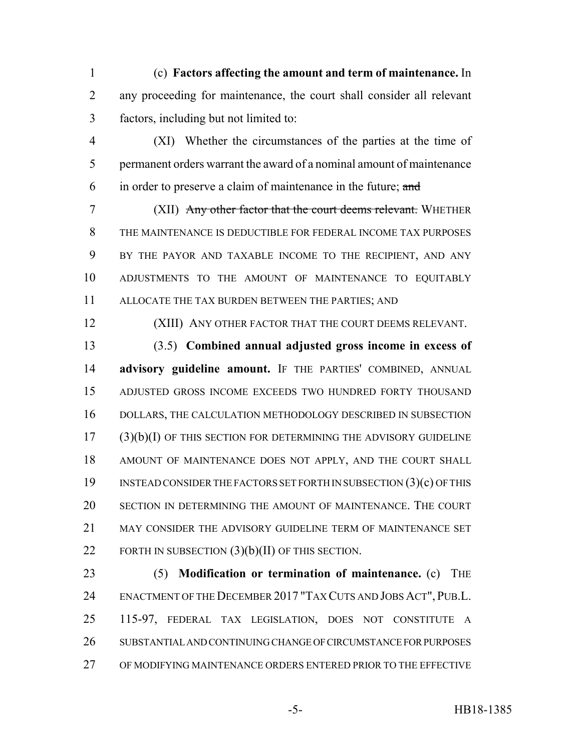(c) **Factors affecting the amount and term of maintenance.** In any proceeding for maintenance, the court shall consider all relevant factors, including but not limited to:

(XI) Whether the circumstances of the parties at the time of permanent orders warrant the award of a nominal amount of maintenance in order to preserve a claim of maintenance in the future; ~~and~~

(XII) ~~Any other factor that the court deems relevant.~~ WHETHER THE MAINTENANCE IS DEDUCTIBLE FOR FEDERAL INCOME TAX PURPOSES BY THE PAYOR AND TAXABLE INCOME TO THE RECIPIENT, AND ANY ADJUSTMENTS TO THE AMOUNT OF MAINTENANCE TO EQUITABLY ALLOCATE THE TAX BURDEN BETWEEN THE PARTIES; AND

(XIII) ANY OTHER FACTOR THAT THE COURT DEEMS RELEVANT.

(3.5) **Combined annual adjusted gross income in excess of advisory guideline amount.** IF THE PARTIES' COMBINED, ANNUAL ADJUSTED GROSS INCOME EXCEEDS TWO HUNDRED FORTY THOUSAND DOLLARS, THE CALCULATION METHODOLOGY DESCRIBED IN SUBSECTION (3)(b)(I) OF THIS SECTION FOR DETERMINING THE ADVISORY GUIDELINE AMOUNT OF MAINTENANCE DOES NOT APPLY, AND THE COURT SHALL INSTEAD CONSIDER THE FACTORS SET FORTH IN SUBSECTION (3)(c) OF THIS SECTION IN DETERMINING THE AMOUNT OF MAINTENANCE. THE COURT MAY CONSIDER THE ADVISORY GUIDELINE TERM OF MAINTENANCE SET FORTH IN SUBSECTION (3)(b)(II) OF THIS SECTION.

(5) **Modification or termination of maintenance.** (c) THE ENACTMENT OF THE DECEMBER 2017 "TAX CUTS AND JOBS ACT", PUB.L. 115-97, FEDERAL TAX LEGISLATION, DOES NOT CONSTITUTE A SUBSTANTIAL AND CONTINUING CHANGE OF CIRCUMSTANCE FOR PURPOSES OF MODIFYING MAINTENANCE ORDERS ENTERED PRIOR TO THE EFFECTIVE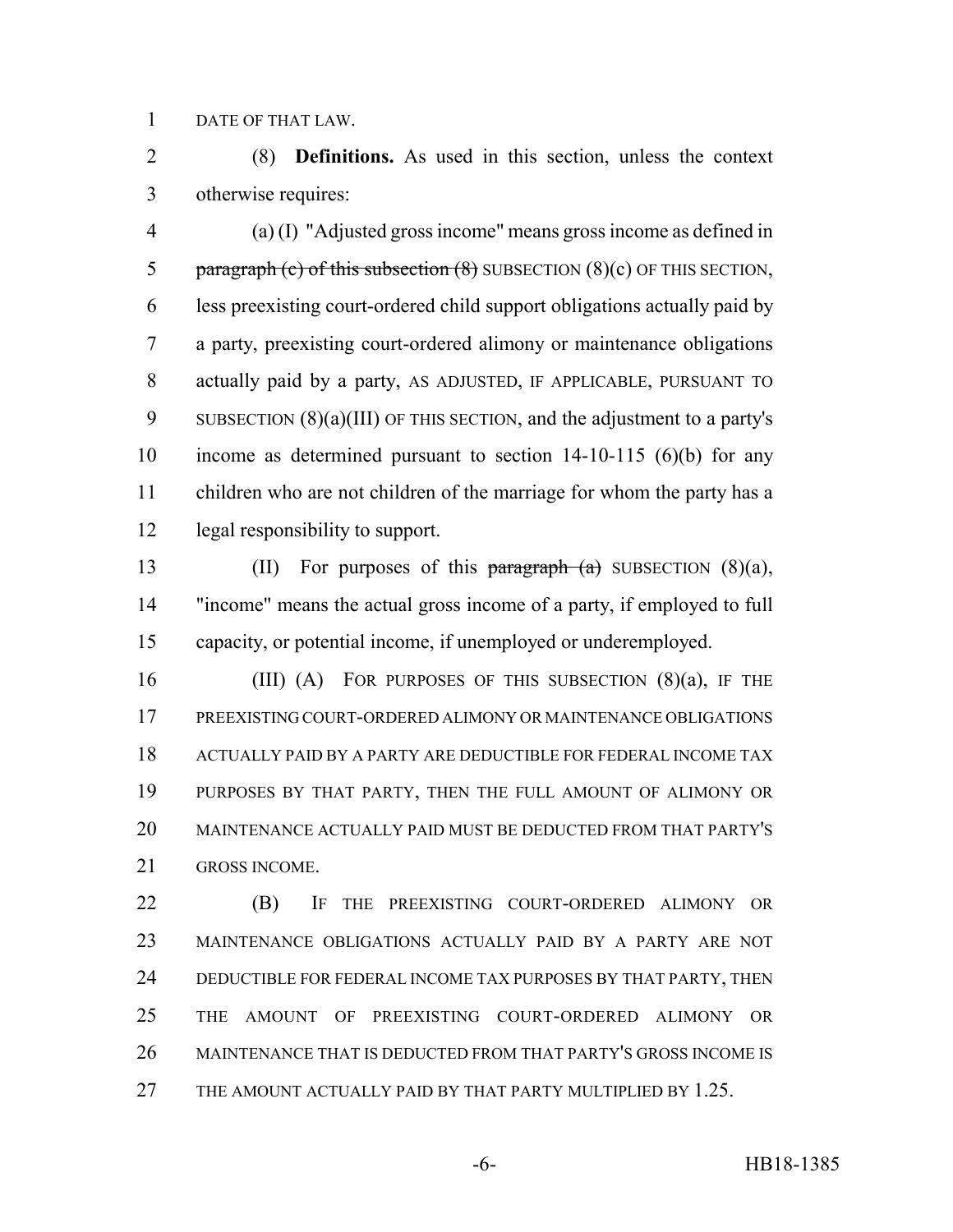DATE OF THAT LAW.

(8) **Definitions.** As used in this section, unless the context otherwise requires:

(a) (I) "Adjusted gross income" means gross income as defined in ~~paragraph (c) of this subsection (8)~~ SUBSECTION (8)(c) OF THIS SECTION, less preexisting court-ordered child support obligations actually paid by a party, preexisting court-ordered alimony or maintenance obligations actually paid by a party, AS ADJUSTED, IF APPLICABLE, PURSUANT TO SUBSECTION (8)(a)(III) OF THIS SECTION, and the adjustment to a party's income as determined pursuant to section 14-10-115 (6)(b) for any children who are not children of the marriage for whom the party has a legal responsibility to support.

(II) For purposes of this ~~paragraph (a)~~ SUBSECTION (8)(a), "income" means the actual gross income of a party, if employed to full capacity, or potential income, if unemployed or underemployed.

(III) (A) FOR PURPOSES OF THIS SUBSECTION (8)(a), IF THE PREEXISTING COURT-ORDERED ALIMONY OR MAINTENANCE OBLIGATIONS ACTUALLY PAID BY A PARTY ARE DEDUCTIBLE FOR FEDERAL INCOME TAX PURPOSES BY THAT PARTY, THEN THE FULL AMOUNT OF ALIMONY OR MAINTENANCE ACTUALLY PAID MUST BE DEDUCTED FROM THAT PARTY'S GROSS INCOME.

(B) IF THE PREEXISTING COURT-ORDERED ALIMONY OR MAINTENANCE OBLIGATIONS ACTUALLY PAID BY A PARTY ARE NOT DEDUCTIBLE FOR FEDERAL INCOME TAX PURPOSES BY THAT PARTY, THEN THE AMOUNT OF PREEXISTING COURT-ORDERED ALIMONY OR MAINTENANCE THAT IS DEDUCTED FROM THAT PARTY'S GROSS INCOME IS THE AMOUNT ACTUALLY PAID BY THAT PARTY MULTIPLIED BY 1.25.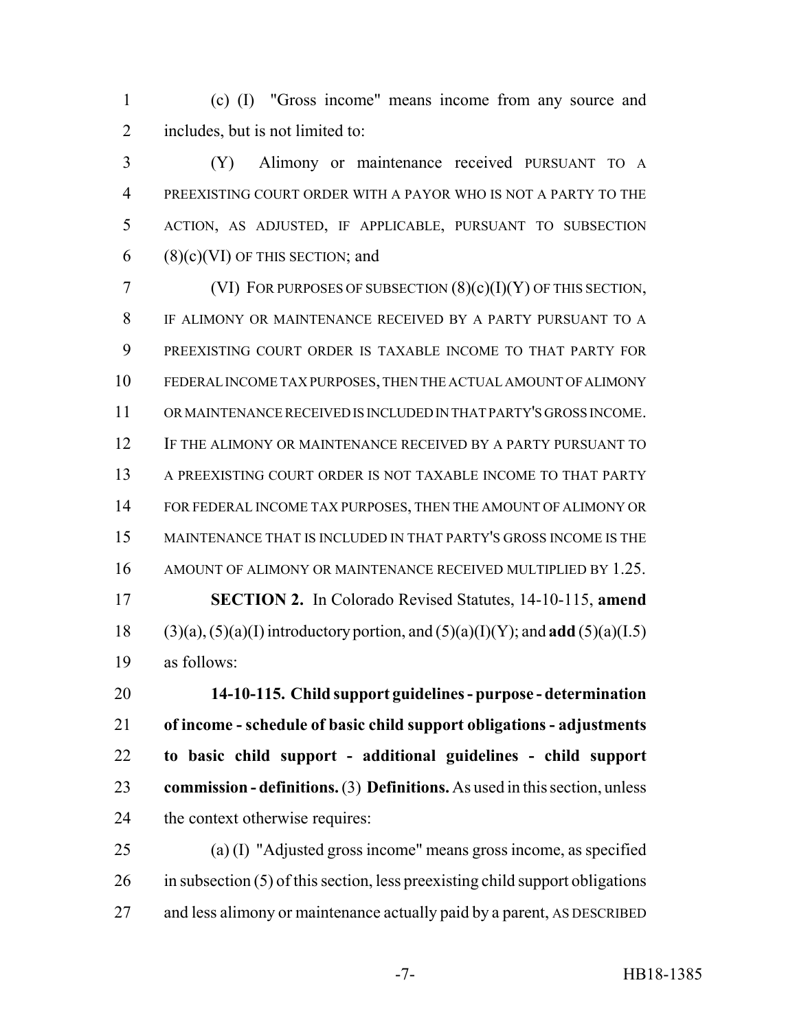(c) (I) "Gross income" means income from any source and includes, but is not limited to:

(Y) Alimony or maintenance received PURSUANT TO A PREEXISTING COURT ORDER WITH A PAYOR WHO IS NOT A PARTY TO THE ACTION, AS ADJUSTED, IF APPLICABLE, PURSUANT TO SUBSECTION (8)(c)(VI) OF THIS SECTION; and

(VI) FOR PURPOSES OF SUBSECTION (8)(c)(I)(Y) OF THIS SECTION, IF ALIMONY OR MAINTENANCE RECEIVED BY A PARTY PURSUANT TO A PREEXISTING COURT ORDER IS TAXABLE INCOME TO THAT PARTY FOR FEDERAL INCOME TAX PURPOSES, THEN THE ACTUAL AMOUNT OF ALIMONY OR MAINTENANCE RECEIVED IS INCLUDED IN THAT PARTY'S GROSS INCOME. IF THE ALIMONY OR MAINTENANCE RECEIVED BY A PARTY PURSUANT TO A PREEXISTING COURT ORDER IS NOT TAXABLE INCOME TO THAT PARTY FOR FEDERAL INCOME TAX PURPOSES, THEN THE AMOUNT OF ALIMONY OR MAINTENANCE THAT IS INCLUDED IN THAT PARTY'S GROSS INCOME IS THE AMOUNT OF ALIMONY OR MAINTENANCE RECEIVED MULTIPLIED BY 1.25.

**SECTION 2.** In Colorado Revised Statutes, 14-10-115, **amend** (3)(a), (5)(a)(I) introductory portion, and (5)(a)(I)(Y); and **add** (5)(a)(I.5) as follows:

**14-10-115. Child support guidelines - purpose - determination of income - schedule of basic child support obligations - adjustments to basic child support - additional guidelines - child support commission - definitions.** (3) **Definitions.** As used in this section, unless the context otherwise requires:

(a) (I) "Adjusted gross income" means gross income, as specified in subsection (5) of this section, less preexisting child support obligations and less alimony or maintenance actually paid by a parent, AS DESCRIBED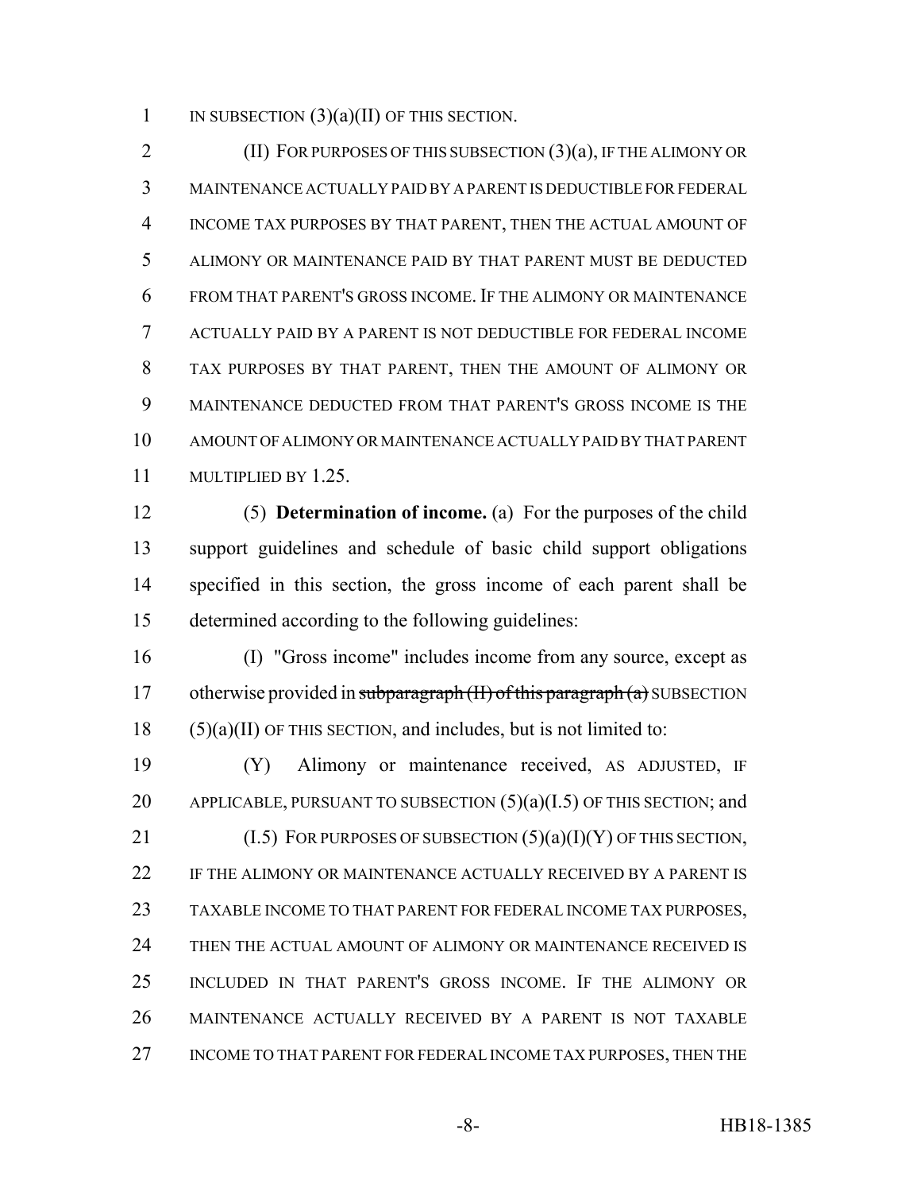IN SUBSECTION (3)(a)(II) OF THIS SECTION.

(II) FOR PURPOSES OF THIS SUBSECTION (3)(a), IF THE ALIMONY OR MAINTENANCE ACTUALLY PAID BY A PARENT IS DEDUCTIBLE FOR FEDERAL INCOME TAX PURPOSES BY THAT PARENT, THEN THE ACTUAL AMOUNT OF ALIMONY OR MAINTENANCE PAID BY THAT PARENT MUST BE DEDUCTED FROM THAT PARENT'S GROSS INCOME. IF THE ALIMONY OR MAINTENANCE ACTUALLY PAID BY A PARENT IS NOT DEDUCTIBLE FOR FEDERAL INCOME TAX PURPOSES BY THAT PARENT, THEN THE AMOUNT OF ALIMONY OR MAINTENANCE DEDUCTED FROM THAT PARENT'S GROSS INCOME IS THE AMOUNT OF ALIMONY OR MAINTENANCE ACTUALLY PAID BY THAT PARENT MULTIPLIED BY 1.25.

(5) **Determination of income.** (a) For the purposes of the child support guidelines and schedule of basic child support obligations specified in this section, the gross income of each parent shall be determined according to the following guidelines:

(I) "Gross income" includes income from any source, except as otherwise provided in ~~subparagraph (II) of this paragraph (a)~~ SUBSECTION (5)(a)(II) OF THIS SECTION, and includes, but is not limited to:

(Y) Alimony or maintenance received, AS ADJUSTED, IF APPLICABLE, PURSUANT TO SUBSECTION (5)(a)(I.5) OF THIS SECTION; and

(I.5) FOR PURPOSES OF SUBSECTION (5)(a)(I)(Y) OF THIS SECTION, IF THE ALIMONY OR MAINTENANCE ACTUALLY RECEIVED BY A PARENT IS TAXABLE INCOME TO THAT PARENT FOR FEDERAL INCOME TAX PURPOSES, THEN THE ACTUAL AMOUNT OF ALIMONY OR MAINTENANCE RECEIVED IS INCLUDED IN THAT PARENT'S GROSS INCOME. IF THE ALIMONY OR MAINTENANCE ACTUALLY RECEIVED BY A PARENT IS NOT TAXABLE INCOME TO THAT PARENT FOR FEDERAL INCOME TAX PURPOSES, THEN THE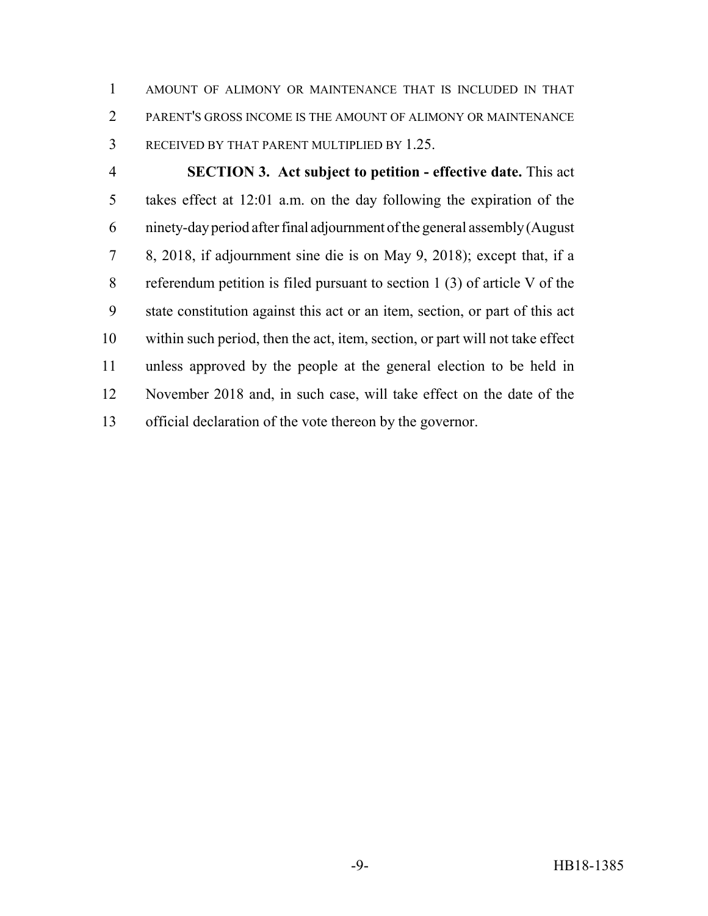AMOUNT OF ALIMONY OR MAINTENANCE THAT IS INCLUDED IN THAT PARENT'S GROSS INCOME IS THE AMOUNT OF ALIMONY OR MAINTENANCE RECEIVED BY THAT PARENT MULTIPLIED BY 1.25.

**SECTION 3. Act subject to petition - effective date.** This act takes effect at 12:01 a.m. on the day following the expiration of the ninety-day period after final adjournment of the general assembly (August 8, 2018, if adjournment sine die is on May 9, 2018); except that, if a referendum petition is filed pursuant to section 1 (3) of article V of the state constitution against this act or an item, section, or part of this act within such period, then the act, item, section, or part will not take effect unless approved by the people at the general election to be held in November 2018 and, in such case, will take effect on the date of the official declaration of the vote thereon by the governor.